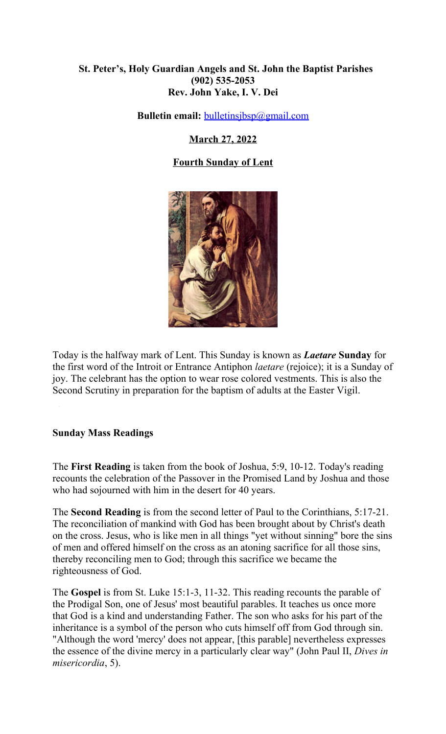**St. Peter's, Holy Guardian Angels and St. John the Baptist Parishes**
**(902) 535-2053**
**Rev. John Yake, I. V. Dei**

**Bulletin email:** bulletinsjbsp@gmail.com

**March 27, 2022**

**Fourth Sunday of Lent**

Today is the halfway mark of Lent. This Sunday is known as ***Laetare*** **Sunday** for the first word of the Introit or Entrance Antiphon *laetare* (rejoice); it is a Sunday of joy. The celebrant has the option to wear rose colored vestments. This is also the Second Scrutiny in preparation for the baptism of adults at the Easter Vigil.

**Sunday Mass Readings**

The **First Reading** is taken from the book of Joshua, 5:9, 10-12. Today's reading recounts the celebration of the Passover in the Promised Land by Joshua and those who had sojourned with him in the desert for 40 years.

The **Second Reading** is from the second letter of Paul to the Corinthians, 5:17-21. The reconciliation of mankind with God has been brought about by Christ's death on the cross. Jesus, who is like men in all things "yet without sinning" bore the sins of men and offered himself on the cross as an atoning sacrifice for all those sins, thereby reconciling men to God; through this sacrifice we became the righteousness of God.

The **Gospel** is from St. Luke 15:1-3, 11-32. This reading recounts the parable of the Prodigal Son, one of Jesus' most beautiful parables. It teaches us once more that God is a kind and understanding Father. The son who asks for his part of the inheritance is a symbol of the person who cuts himself off from God through sin. "Although the word 'mercy' does not appear, [this parable] nevertheless expresses the essence of the divine mercy in a particularly clear way" (John Paul II, *Dives in misericordia*, 5).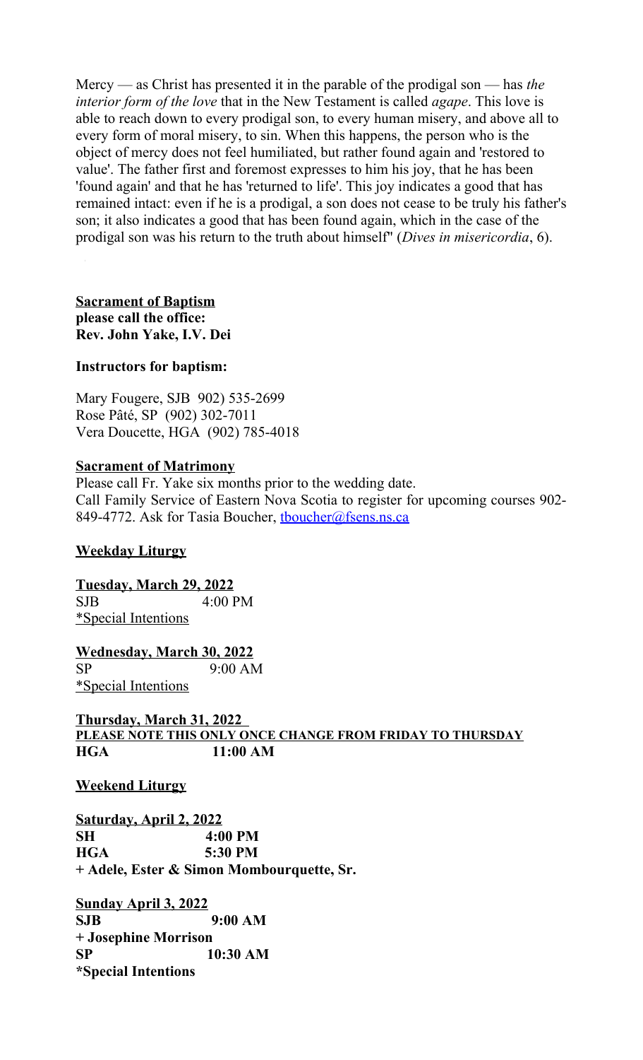Mercy — as Christ has presented it in the parable of the prodigal son — has *the interior form of the love* that in the New Testament is called *agape*. This love is able to reach down to every prodigal son, to every human misery, and above all to every form of moral misery, to sin. When this happens, the person who is the object of mercy does not feel humiliated, but rather found again and 'restored to value'. The father first and foremost expresses to him his joy, that he has been 'found again' and that he has 'returned to life'. This joy indicates a good that has remained intact: even if he is a prodigal, a son does not cease to be truly his father's son; it also indicates a good that has been found again, which in the case of the prodigal son was his return to the truth about himself" (*Dives in misericordia*, 6).

**Sacrament of Baptism**
**please call the office:**
**Rev. John Yake, I.V. Dei**

**Instructors for baptism:**

Mary Fougere, SJB 902) 535-2699
Rose Pâté, SP (902) 302-7011
Vera Doucette, HGA (902) 785-4018

**Sacrament of Matrimony**

Please call Fr. Yake six months prior to the wedding date.
Call Family Service of Eastern Nova Scotia to register for upcoming courses 902-849-4772. Ask for Tasia Boucher, tboucher@fsens.ns.ca

**Weekday Liturgy**

**Tuesday, March 29, 2022**
SJB 4:00 PM
*Special Intentions

**Wednesday, March 30, 2022**
SP 9:00 AM
*Special Intentions

**Thursday, March 31, 2022**
**PLEASE NOTE THIS ONLY ONCE CHANGE FROM FRIDAY TO THURSDAY**
**HGA 11:00 AM**

**Weekend Liturgy**

**Saturday, April 2, 2022**
**SH 4:00 PM**
**HGA 5:30 PM**
**+ Adele, Ester & Simon Mombourquette, Sr.**

**Sunday April 3, 2022**
**SJB 9:00 AM**
**+ Josephine Morrison**
**SP 10:30 AM**
***Special Intentions**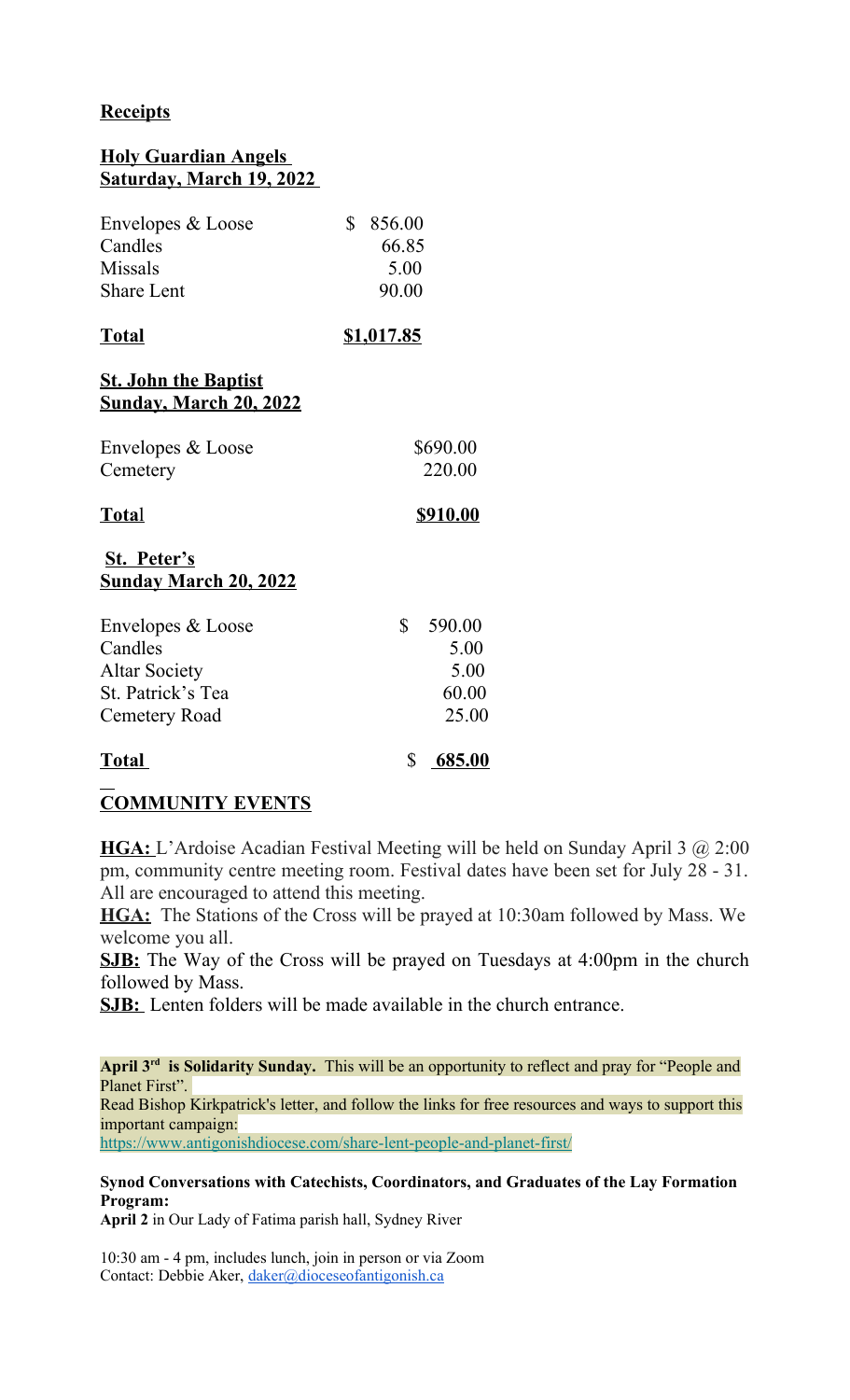## **Receipts**

**Holy Guardian Angels**
**Saturday, March 19, 2022**

| | |
|---|---|
| Envelopes & Loose | $ 856.00 |
| Candles | 66.85 |
| Missals | 5.00 |
| Share Lent | 90.00 |
| **Total** | **$1,017.85** |

**St. John the Baptist**
**Sunday, March 20, 2022**

| | |
|---|---|
| Envelopes & Loose | $690.00 |
| Cemetery | 220.00 |
| **Total** | **$910.00** |

**St. Peter's**
**Sunday March 20, 2022**

| | |
|---|---|
| Envelopes & Loose | $ 590.00 |
| Candles | 5.00 |
| Altar Society | 5.00 |
| St. Patrick's Tea | 60.00 |
| Cemetery Road | 25.00 |
| **Total** | **$ 685.00** |

## **COMMUNITY EVENTS**

**HGA:** L'Ardoise Acadian Festival Meeting will be held on Sunday April 3 @ 2:00 pm, community centre meeting room. Festival dates have been set for July 28 - 31. All are encouraged to attend this meeting.

**HGA:** The Stations of the Cross will be prayed at 10:30am followed by Mass. We welcome you all.

**SJB:** The Way of the Cross will be prayed on Tuesdays at 4:00pm in the church followed by Mass.

**SJB:** Lenten folders will be made available in the church entrance.

**April 3rd is Solidarity Sunday.** This will be an opportunity to reflect and pray for "People and Planet First".
Read Bishop Kirkpatrick's letter, and follow the links for free resources and ways to support this important campaign:
https://www.antigonishdiocese.com/share-lent-people-and-planet-first/

**Synod Conversations with Catechists, Coordinators, and Graduates of the Lay Formation Program:**
**April 2** in Our Lady of Fatima parish hall, Sydney River

10:30 am - 4 pm, includes lunch, join in person or via Zoom
Contact: Debbie Aker, daker@dioceseofantigonish.ca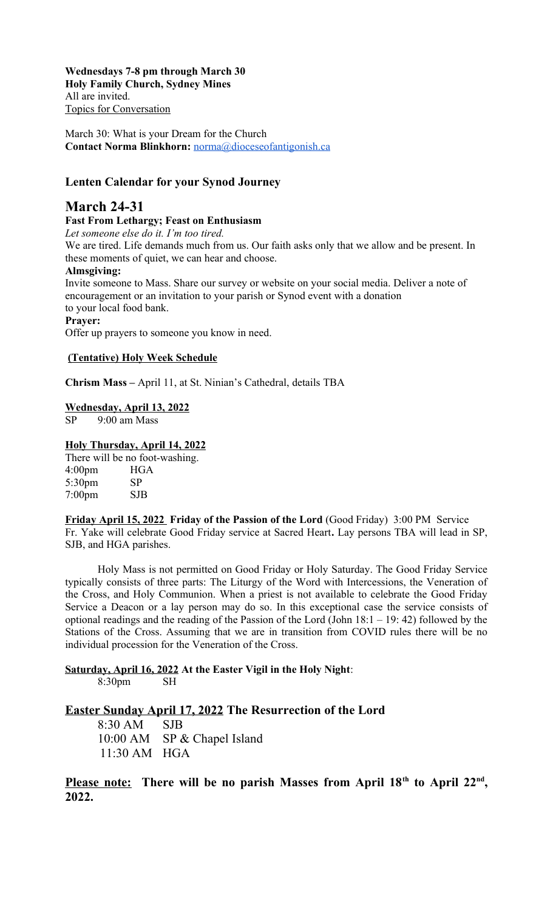**Wednesdays 7-8 pm through March 30**
**Holy Family Church, Sydney Mines**
All are invited.
Topics for Conversation

March 30: What is your Dream for the Church
**Contact Norma Blinkhorn:** norma@dioceseofantigonish.ca

### Lenten Calendar for your Synod Journey

## March 24-31

**Fast From Lethargy; Feast on Enthusiasm**

*Let someone else do it. I'm too tired.*

We are tired. Life demands much from us. Our faith asks only that we allow and be present. In these moments of quiet, we can hear and choose.

**Almsgiving:**

Invite someone to Mass. Share our survey or website on your social media. Deliver a note of encouragement or an invitation to your parish or Synod event with a donation to your local food bank.

**Prayer:**

Offer up prayers to someone you know in need.

**(Tentative) Holy Week Schedule**

**Chrism Mass –** April 11, at St. Ninian's Cathedral, details TBA

**Wednesday, April 13, 2022**

SP 9:00 am Mass

**Holy Thursday, April 14, 2022**

There will be no foot-washing.

| | |
|---|---|
| 4:00pm | HGA |
| 5:30pm | SP |
| 7:00pm | SJB |

**Friday April 15, 2022 Friday of the Passion of the Lord** (Good Friday) 3:00 PM Service
Fr. Yake will celebrate Good Friday service at Sacred Heart**.** Lay persons TBA will lead in SP, SJB, and HGA parishes.

Holy Mass is not permitted on Good Friday or Holy Saturday. The Good Friday Service typically consists of three parts: The Liturgy of the Word with Intercessions, the Veneration of the Cross, and Holy Communion. When a priest is not available to celebrate the Good Friday Service a Deacon or a lay person may do so. In this exceptional case the service consists of optional readings and the reading of the Passion of the Lord (John 18:1 – 19: 42) followed by the Stations of the Cross. Assuming that we are in transition from COVID rules there will be no individual procession for the Veneration of the Cross.

**Saturday, April 16, 2022 At the Easter Vigil in the Holy Night**:

8:30pm SH

### Easter Sunday April 17, 2022 The Resurrection of the Lord

| | |
|---|---|
| 8:30 AM | SJB |
| 10:00 AM | SP & Chapel Island |
| 11:30 AM | HGA |

**Please note: There will be no parish Masses from April 18th to April 22nd, 2022.**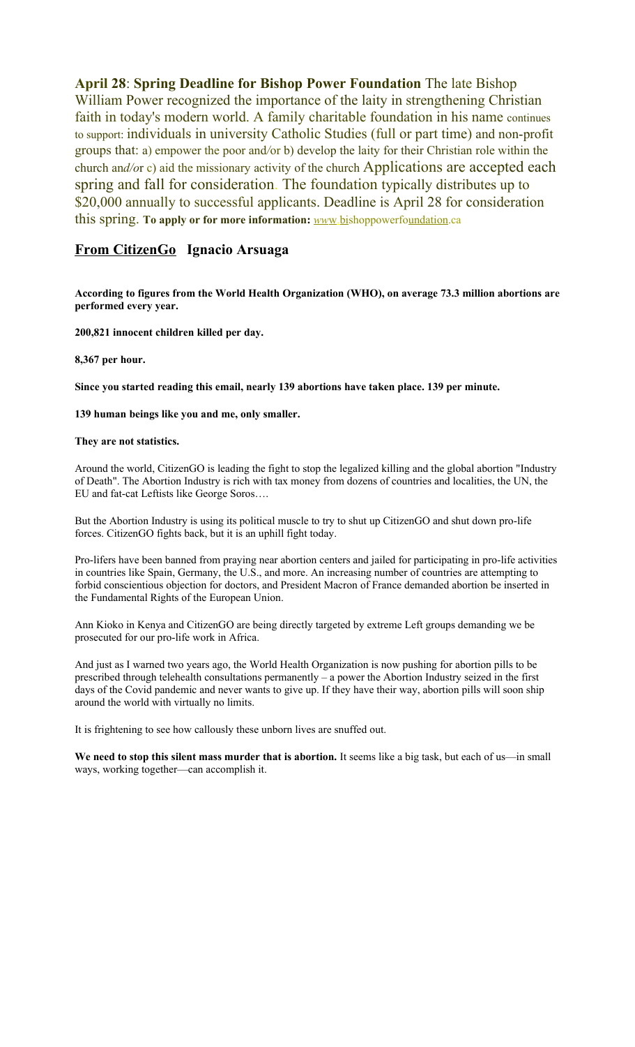**April 28**: **Spring Deadline for Bishop Power Foundation** The late Bishop William Power recognized the importance of the laity in strengthening Christian faith in today's modern world. A family charitable foundation in his name continues to support: individuals in university Catholic Studies (full or part time) and non-profit groups that: a) empower the poor and/or b) develop the laity for their Christian role within the church and/or c) aid the missionary activity of the church Applications are accepted each spring and fall for consideration. The foundation typically distributes up to $20,000 annually to successful applicants. Deadline is April 28 for consideration this spring. **To apply or for more information:** www bishoppowerfoundation.ca

## From CitizenGo   Ignacio Arsuaga

**According to figures from the World Health Organization (WHO), on average 73.3 million abortions are performed every year.**

**200,821 innocent children killed per day.**

**8,367 per hour.**

**Since you started reading this email, nearly 139 abortions have taken place. 139 per minute.**

**139 human beings like you and me, only smaller.**

**They are not statistics.**

Around the world, CitizenGO is leading the fight to stop the legalized killing and the global abortion "Industry of Death". The Abortion Industry is rich with tax money from dozens of countries and localities, the UN, the EU and fat-cat Leftists like George Soros….

But the Abortion Industry is using its political muscle to try to shut up CitizenGO and shut down pro-life forces. CitizenGO fights back, but it is an uphill fight today.

Pro-lifers have been banned from praying near abortion centers and jailed for participating in pro-life activities in countries like Spain, Germany, the U.S., and more. An increasing number of countries are attempting to forbid conscientious objection for doctors, and President Macron of France demanded abortion be inserted in the Fundamental Rights of the European Union.

Ann Kioko in Kenya and CitizenGO are being directly targeted by extreme Left groups demanding we be prosecuted for our pro-life work in Africa.

And just as I warned two years ago, the World Health Organization is now pushing for abortion pills to be prescribed through telehealth consultations permanently – a power the Abortion Industry seized in the first days of the Covid pandemic and never wants to give up. If they have their way, abortion pills will soon ship around the world with virtually no limits.

It is frightening to see how callously these unborn lives are snuffed out.

**We need to stop this silent mass murder that is abortion.** It seems like a big task, but each of us—in small ways, working together—can accomplish it.